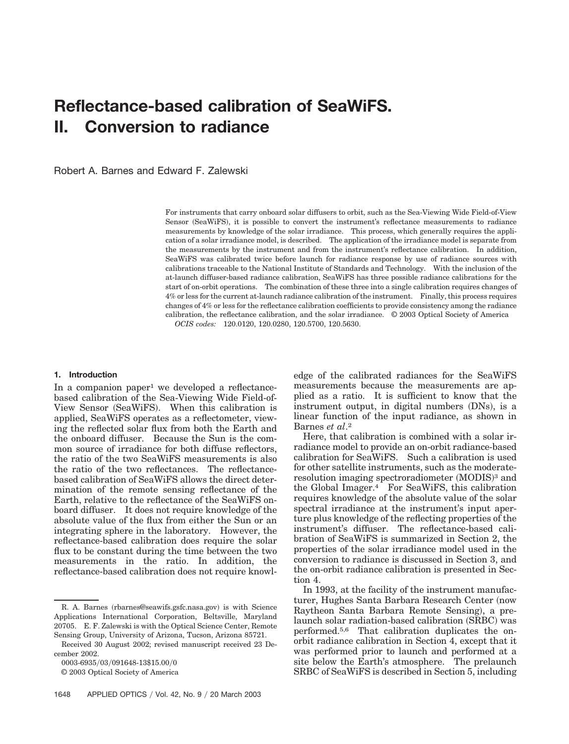# Reflectance-based calibration of SeaWiFS. II. Conversion to radiance

Robert A. Barnes and Edward F. Zalewski

For instruments that carry onboard solar diffusers to orbit, such as the Sea-Viewing Wide Field-of-View Sensor (SeaWiFS), it is possible to convert the instrument's reflectance measurements to radiance measurements by knowledge of the solar irradiance. This process, which generally requires the application of a solar irradiance model, is described. The application of the irradiance model is separate from the measurements by the instrument and from the instrument's reflectance calibration. In addition, SeaWiFS was calibrated twice before launch for radiance response by use of radiance sources with calibrations traceable to the National Institute of Standards and Technology. With the inclusion of the at-launch diffuser-based radiance calibration, SeaWiFS has three possible radiance calibrations for the start of on-orbit operations. The combination of these three into a single calibration requires changes of 4% or less for the current at-launch radiance calibration of the instrument. Finally, this process requires changes of 4% or less for the reflectance calibration coefficients to provide consistency among the radiance calibration, the reflectance calibration, and the solar irradiance. © 2003 Optical Society of America

*OCIS codes:* 120.0120, 120.0280, 120.5700, 120.5630.

## 1. Introduction

In a companion paper[1] we developed a reflectance-based calibration of the Sea-Viewing Wide Field-of-View Sensor (SeaWiFS). When this calibration is applied, SeaWiFS operates as a reflectometer, viewing the reflected solar flux from both the Earth and the onboard diffuser. Because the Sun is the common source of irradiance for both diffuse reflectors, the ratio of the two SeaWiFS measurements is also the ratio of the two reflectances. The reflectance-based calibration of SeaWiFS allows the direct determination of the remote sensing reflectance of the Earth, relative to the reflectance of the SeaWiFS onboard diffuser. It does not require knowledge of the absolute value of the flux from either the Sun or an integrating sphere in the laboratory. However, the reflectance-based calibration does require the solar flux to be constant during the time between the two measurements in the ratio. In addition, the reflectance-based calibration does not require knowledge of the calibrated radiances for the SeaWiFS measurements because the measurements are applied as a ratio. It is sufficient to know that the instrument output, in digital numbers (DNs), is a linear function of the input radiance, as shown in Barnes *et al.*[2]

Here, that calibration is combined with a solar irradiance model to provide an on-orbit radiance-based calibration for SeaWiFS. Such a calibration is used for other satellite instruments, such as the moderate-resolution imaging spectroradiometer (MODIS)[3] and the Global Imager.[4] For SeaWiFS, this calibration requires knowledge of the absolute value of the solar spectral irradiance at the instrument's input aperture plus knowledge of the reflecting properties of the instrument's diffuser. The reflectance-based calibration of SeaWiFS is summarized in Section 2, the properties of the solar irradiance model used in the conversion to radiance is discussed in Section 3, and the on-orbit radiance calibration is presented in Section 4.

In 1993, at the facility of the instrument manufacturer, Hughes Santa Barbara Research Center (now Raytheon Santa Barbara Remote Sensing), a prelaunch solar radiation-based calibration (SRBC) was performed.[5,6] That calibration duplicates the on-orbit radiance calibration in Section 4, except that it was performed prior to launch and performed at a site below the Earth's atmosphere. The prelaunch SRBC of SeaWiFS is described in Section 5, including

R. A. Barnes (rbarnes@seawifs.gsfc.nasa.gov) is with Science Applications International Corporation, Beltsville, Maryland 20705. E. F. Zalewski is with the Optical Science Center, Remote Sensing Group, University of Arizona, Tucson, Arizona 85721.

Received 30 August 2002; revised manuscript received 23 December 2002.

0003-6935/03/091648-13$15.00/0

© 2003 Optical Society of America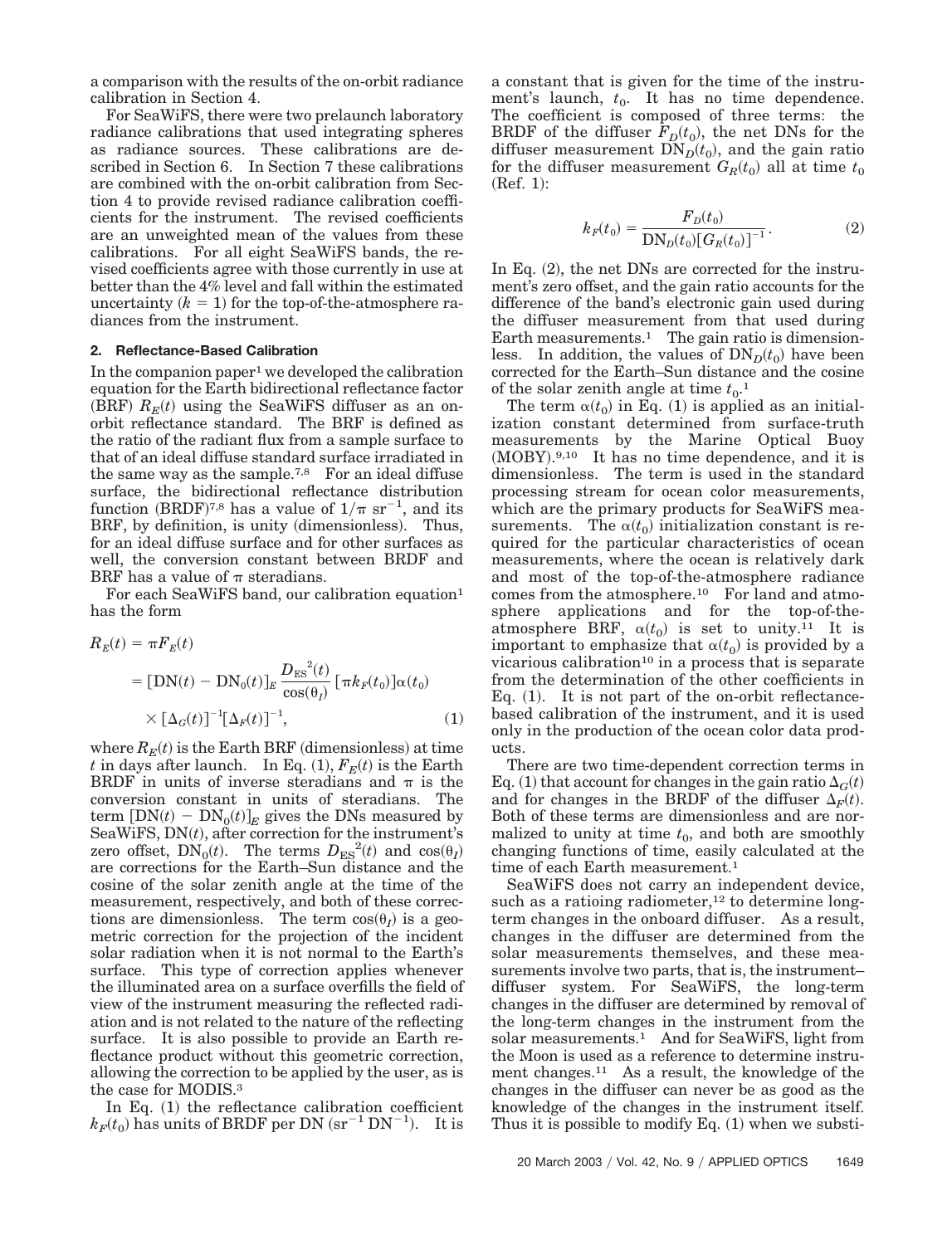a comparison with the results of the on-orbit radiance calibration in Section 4.

For SeaWiFS, there were two prelaunch laboratory radiance calibrations that used integrating spheres as radiance sources. These calibrations are described in Section 6. In Section 7 these calibrations are combined with the on-orbit calibration from Section 4 to provide revised radiance calibration coefficients for the instrument. The revised coefficients are an unweighted mean of the values from these calibrations. For all eight SeaWiFS bands, the revised coefficients agree with those currently in use at better than the 4% level and fall within the estimated uncertainty ($k = 1$) for the top-of-the-atmosphere radiances from the instrument.

## 2. Reflectance-Based Calibration

In the companion paper[1] we developed the calibration equation for the Earth bidirectional reflectance factor (BRF) $R_E(t)$ using the SeaWiFS diffuser as an on-orbit reflectance standard. The BRF is defined as the ratio of the radiant flux from a sample surface to that of an ideal diffuse standard surface irradiated in the same way as the sample.[7,8] For an ideal diffuse surface, the bidirectional reflectance distribution function (BRDF)[7,8] has a value of $1/\pi$ sr$^{-1}$, and its BRF, by definition, is unity (dimensionless). Thus, for an ideal diffuse surface and for other surfaces as well, the conversion constant between BRDF and BRF has a value of $\pi$ steradians.

For each SeaWiFS band, our calibration equation[1] has the form

$$
\begin{aligned}
R_E(t) &= \pi F_E(t) \\
&= [\mathrm{DN}(t) - \mathrm{DN}_0(t)]_E \frac{D_{\mathrm{ES}}{}^2(t)}{\cos(\theta_I)} [\pi k_F(t_0)] \alpha(t_0) \\
&\quad \times [\Delta_G(t)]^{-1} [\Delta_F(t)]^{-1}, \qquad (1)
\end{aligned}
$$

where $R_E(t)$ is the Earth BRF (dimensionless) at time $t$ in days after launch. In Eq. (1), $F_E(t)$ is the Earth BRDF in units of inverse steradians and $\pi$ is the conversion constant in units of steradians. The term $[\mathrm{DN}(t) - \mathrm{DN}_0(t)]_E$ gives the DNs measured by SeaWiFS, $\mathrm{DN}(t)$, after correction for the instrument's zero offset, $\mathrm{DN}_0(t)$. The terms $D_{\mathrm{ES}}{}^2(t)$ and $\cos(\theta_I)$ are corrections for the Earth–Sun distance and the cosine of the solar zenith angle at the time of the measurement, respectively, and both of these corrections are dimensionless. The term $\cos(\theta_I)$ is a geometric correction for the projection of the incident solar radiation when it is not normal to the Earth's surface. This type of correction applies whenever the illuminated area on a surface overfills the field of view of the instrument measuring the reflected radiation and is not related to the nature of the reflecting surface. It is also possible to provide an Earth reflectance product without this geometric correction, allowing the correction to be applied by the user, as is the case for MODIS.[3]

In Eq. (1) the reflectance calibration coefficient $k_F(t_0)$ has units of BRDF per DN (sr$^{-1}$ DN$^{-1}$). It is a constant that is given for the time of the instrument's launch, $t_0$. It has no time dependence. The coefficient is composed of three terms: the BRDF of the diffuser $F_D(t_0)$, the net DNs for the diffuser measurement $\mathrm{DN}_D(t_0)$, and the gain ratio for the diffuser measurement $G_R(t_0)$ all at time $t_0$ (Ref. 1):

$$
k_F(t_0) = \frac{F_D(t_0)}{\mathrm{DN}_D(t_0)[G_R(t_0)]^{-1}}. \qquad (2)
$$

In Eq. (2), the net DNs are corrected for the instrument's zero offset, and the gain ratio accounts for the difference of the band's electronic gain used during the diffuser measurement from that used during Earth measurements.[1] The gain ratio is dimensionless. In addition, the values of $\mathrm{DN}_D(t_0)$ have been corrected for the Earth–Sun distance and the cosine of the solar zenith angle at time $t_0$.[1]

The term $\alpha(t_0)$ in Eq. (1) is applied as an initialization constant determined from surface-truth measurements by the Marine Optical Buoy (MOBY).[9,10] It has no time dependence, and it is dimensionless. The term is used in the standard processing stream for ocean color measurements, which are the primary products for SeaWiFS measurements. The $\alpha(t_0)$ initialization constant is required for the particular characteristics of ocean measurements, where the ocean is relatively dark and most of the top-of-the-atmosphere radiance comes from the atmosphere.[10] For land and atmosphere applications and for the top-of-the-atmosphere BRF, $\alpha(t_0)$ is set to unity.[11] It is important to emphasize that $\alpha(t_0)$ is provided by a vicarious calibration[10] in a process that is separate from the determination of the other coefficients in Eq. (1). It is not part of the on-orbit reflectance-based calibration of the instrument, and it is used only in the production of the ocean color data products.

There are two time-dependent correction terms in Eq. (1) that account for changes in the gain ratio $\Delta_G(t)$ and for changes in the BRDF of the diffuser $\Delta_F(t)$. Both of these terms are dimensionless and are normalized to unity at time $t_0$, and both are smoothly changing functions of time, easily calculated at the time of each Earth measurement.[1]

SeaWiFS does not carry an independent device, such as a ratioing radiometer,[12] to determine long-term changes in the onboard diffuser. As a result, changes in the diffuser are determined from the solar measurements themselves, and these measurements involve two parts, that is, the instrument–diffuser system. For SeaWiFS, the long-term changes in the diffuser are determined by removal of the long-term changes in the instrument from the solar measurements.[1] And for SeaWiFS, light from the Moon is used as a reference to determine instrument changes.[11] As a result, the knowledge of the changes in the diffuser can never be as good as the knowledge of the changes in the instrument itself. Thus it is possible to modify Eq. (1) when we substi-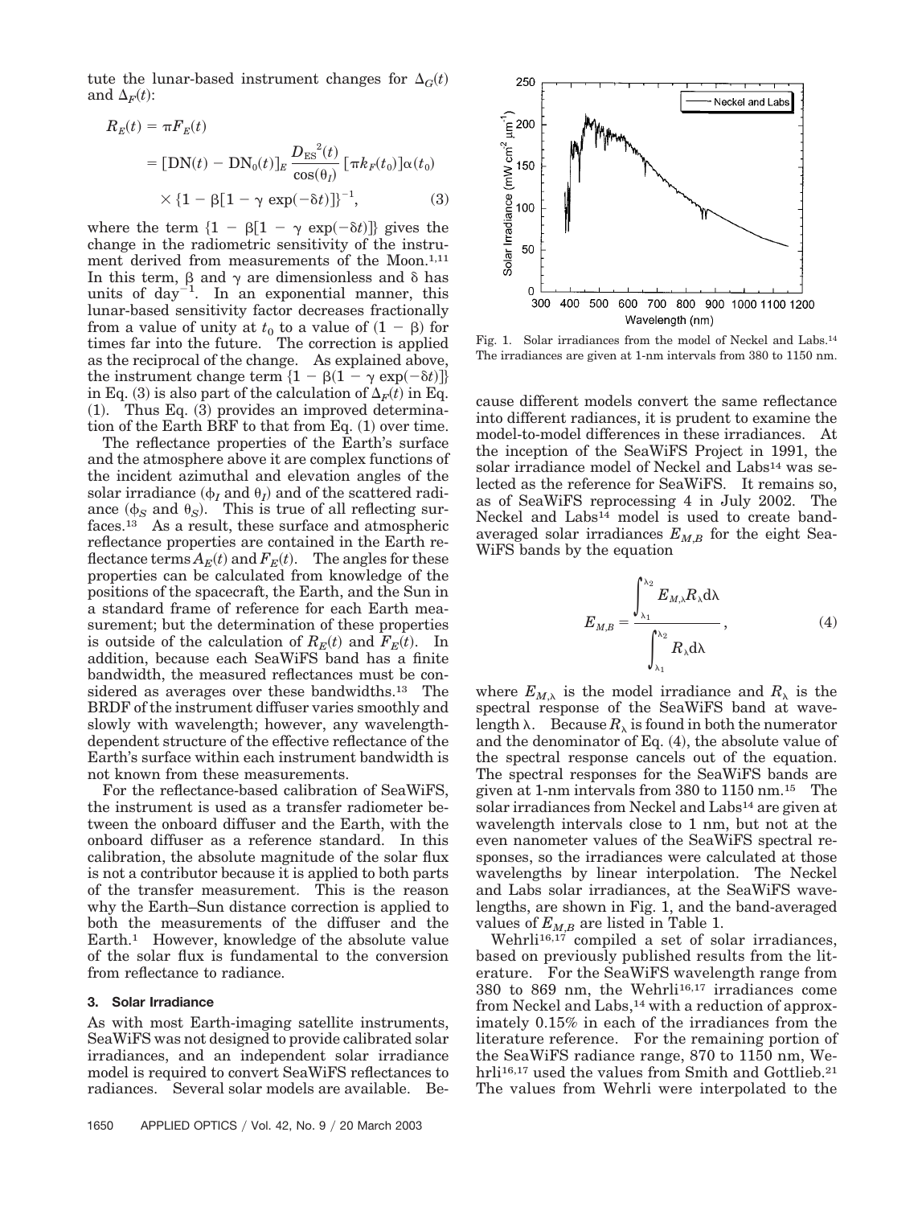tute the lunar-based instrument changes for $\Delta_G(t)$ and $\Delta_F(t)$:

$$R_E(t) = \pi F_E(t) = [\mathrm{DN}(t) - \mathrm{DN}_0(t)]_E \frac{D_{ES}^{\,2}(t)}{\cos(\theta_I)} [\pi k_F(t_0)]\alpha(t_0) \times \{1 - \beta[1 - \gamma \exp(-\delta t)]\}^{-1}, \quad (3)$$

where the term $\{1 - \beta[1 - \gamma \exp(-\delta t)]\}$ gives the change in the radiometric sensitivity of the instrument derived from measurements of the Moon.[1,11] In this term, $\beta$ and $\gamma$ are dimensionless and $\delta$ has units of $\mathrm{day}^{-1}$. In an exponential manner, this lunar-based sensitivity factor decreases fractionally from a value of unity at $t_0$ to a value of $(1 - \beta)$ for times far into the future. The correction is applied as the reciprocal of the change. As explained above, the instrument change term $\{1 - \beta(1 - \gamma \exp(-\delta t))\}$ in Eq. (3) is also part of the calculation of $\Delta_F(t)$ in Eq. (1). Thus Eq. (3) provides an improved determination of the Earth BRF to that from Eq. (1) over time.

The reflectance properties of the Earth's surface and the atmosphere above it are complex functions of the incident azimuthal and elevation angles of the solar irradiance ($\phi_I$ and $\theta_I$) and of the scattered radiance ($\phi_S$ and $\theta_S$). This is true of all reflecting surfaces.[13] As a result, these surface and atmospheric reflectance properties are contained in the Earth reflectance terms $A_E(t)$ and $F_E(t)$. The angles for these properties can be calculated from knowledge of the positions of the spacecraft, the Earth, and the Sun in a standard frame of reference for each Earth measurement; but the determination of these properties is outside of the calculation of $R_E(t)$ and $F_E(t)$. In addition, because each SeaWiFS band has a finite bandwidth, the measured reflectances must be considered as averages over these bandwidths.[13] The BRDF of the instrument diffuser varies smoothly and slowly with wavelength; however, any wavelength-dependent structure of the effective reflectance of the Earth's surface within each instrument bandwidth is not known from these measurements.

For the reflectance-based calibration of SeaWiFS, the instrument is used as a transfer radiometer between the onboard diffuser and the Earth, with the onboard diffuser as a reference standard. In this calibration, the absolute magnitude of the solar flux is not a contributor because it is applied to both parts of the transfer measurement. This is the reason why the Earth–Sun distance correction is applied to both the measurements of the diffuser and the Earth.[1] However, knowledge of the absolute value of the solar flux is fundamental to the conversion from reflectance to radiance.

### 3. Solar Irradiance

As with most Earth-imaging satellite instruments, SeaWiFS was not designed to provide calibrated solar irradiances, and an independent solar irradiance model is required to convert SeaWiFS reflectances to radiances. Several solar models are available. Because different models convert the same reflectance into different radiances, it is prudent to examine the model-to-model differences in these irradiances. At the inception of the SeaWiFS Project in 1991, the solar irradiance model of Neckel and Labs[14] was selected as the reference for SeaWiFS. It remains so, as of SeaWiFS reprocessing 4 in July 2002. The Neckel and Labs[14] model is used to create band-averaged solar irradiances $E_{M,B}$ for the eight SeaWiFS bands by the equation

$$E_{M,B} = \frac{\int_{\lambda_1}^{\lambda_2} E_{M,\lambda} R_\lambda \mathrm{d}\lambda}{\int_{\lambda_1}^{\lambda_2} R_\lambda \mathrm{d}\lambda}, \quad (4)$$

where $E_{M,\lambda}$ is the model irradiance and $R_\lambda$ is the spectral response of the SeaWiFS band at wavelength $\lambda$. Because $R_\lambda$ is found in both the numerator and the denominator of Eq. (4), the absolute value of the spectral response cancels out of the equation. The spectral responses for the SeaWiFS bands are given at 1-nm intervals from 380 to 1150 nm.[15] The solar irradiances from Neckel and Labs[14] are given at wavelength intervals close to 1 nm, but not at the even nanometer values of the SeaWiFS spectral responses, so the irradiances were calculated at those wavelengths by linear interpolation. The Neckel and Labs solar irradiances, at the SeaWiFS wavelengths, are shown in Fig. 1, and the band-averaged values of $E_{M,B}$ are listed in Table 1.

Fig. 1. Solar irradiances from the model of Neckel and Labs.[14] The irradiances are given at 1-nm intervals from 380 to 1150 nm.

Wehrli[16,17] compiled a set of solar irradiances, based on previously published results from the literature. For the SeaWiFS wavelength range from 380 to 869 nm, the Wehrli[16,17] irradiances come from Neckel and Labs,[14] with a reduction of approximately 0.15% in each of the irradiances from the literature reference. For the remaining portion of the SeaWiFS radiance range, 870 to 1150 nm, Wehrli[16,17] used the values from Smith and Gottlieb.[21] The values from Wehrli were interpolated to the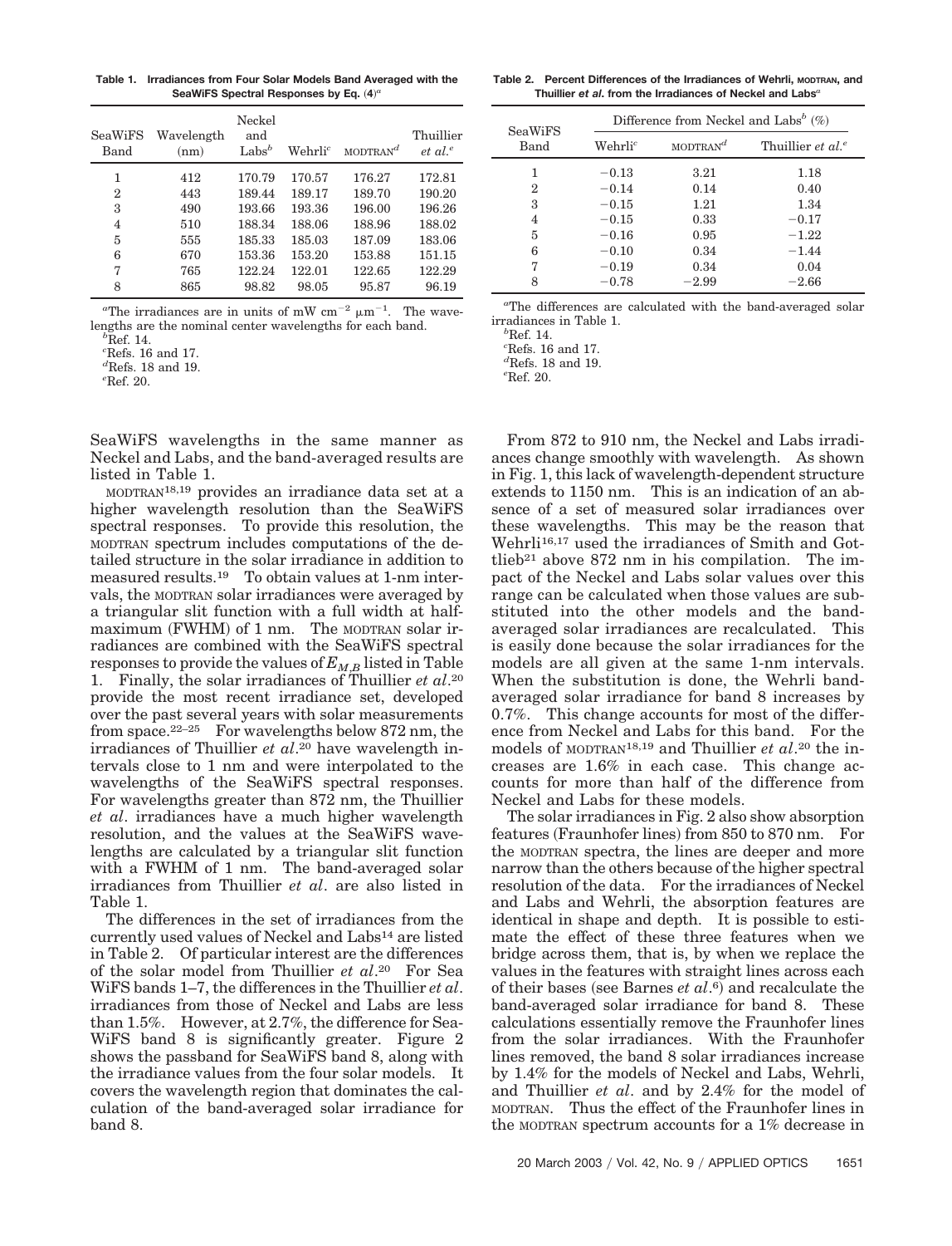**Table 1. Irradiances from Four Solar Models Band Averaged with the SeaWiFS Spectral Responses by Eq. (4)[a]**

| SeaWiFS Band | Wavelength (nm) | Neckel and Labs[b] | Wehrli[c] | MODTRAN[d] | Thuillier *et al.*[e] |
|---|---|---|---|---|---|
| 1 | 412 | 170.79 | 170.57 | 176.27 | 172.81 |
| 2 | 443 | 189.44 | 189.17 | 189.70 | 190.20 |
| 3 | 490 | 193.66 | 193.36 | 196.00 | 196.26 |
| 4 | 510 | 188.34 | 188.06 | 188.96 | 188.02 |
| 5 | 555 | 185.33 | 185.03 | 187.09 | 183.06 |
| 6 | 670 | 153.36 | 153.20 | 153.88 | 151.15 |
| 7 | 765 | 122.24 | 122.01 | 122.65 | 122.29 |
| 8 | 865 | 98.82 | 98.05 | 95.87 | 96.19 |

[a]The irradiances are in units of mW cm$^{-2}$ μm$^{-1}$. The wavelengths are the nominal center wavelengths for each band.
[b]Ref. 14.
[c]Refs. 16 and 17.
[d]Refs. 18 and 19.
[e]Ref. 20.

**Table 2. Percent Differences of the Irradiances of Wehrli, MODTRAN, and Thuillier *et al.* from the Irradiances of Neckel and Labs[a]**

| SeaWiFS Band | Difference from Neckel and Labs[b] (%) | | |
|---|---|---|---|
| | Wehrli[c] | MODTRAN[d] | Thuillier *et al.*[e] |
| 1 | −0.13 | 3.21 | 1.18 |
| 2 | −0.14 | 0.14 | 0.40 |
| 3 | −0.15 | 1.21 | 1.34 |
| 4 | −0.15 | 0.33 | −0.17 |
| 5 | −0.16 | 0.95 | −1.22 |
| 6 | −0.10 | 0.34 | −1.44 |
| 7 | −0.19 | 0.34 | 0.04 |
| 8 | −0.78 | −2.99 | −2.66 |

[a]The differences are calculated with the band-averaged solar irradiances in Table 1.
[b]Ref. 14.
[c]Refs. 16 and 17.
[d]Refs. 18 and 19.
[e]Ref. 20.

SeaWiFS wavelengths in the same manner as Neckel and Labs, and the band-averaged results are listed in Table 1.

MODTRAN[18,19] provides an irradiance data set at a higher wavelength resolution than the SeaWiFS spectral responses. To provide this resolution, the MODTRAN spectrum includes computations of the detailed structure in the solar irradiance in addition to measured results.[19] To obtain values at 1-nm intervals, the MODTRAN solar irradiances were averaged by a triangular slit function with a full width at half-maximum (FWHM) of 1 nm. The MODTRAN solar irradiances are combined with the SeaWiFS spectral responses to provide the values of $E_{M,B}$ listed in Table 1. Finally, the solar irradiances of Thuillier *et al.*[20] provide the most recent irradiance set, developed over the past several years with solar measurements from space.[22–25] For wavelengths below 872 nm, the irradiances of Thuillier *et al.*[20] have wavelength intervals close to 1 nm and were interpolated to the wavelengths of the SeaWiFS spectral responses. For wavelengths greater than 872 nm, the Thuillier *et al.* irradiances have a much higher wavelength resolution, and the values at the SeaWiFS wavelengths are calculated by a triangular slit function with a FWHM of 1 nm. The band-averaged solar irradiances from Thuillier *et al.* are also listed in Table 1.

The differences in the set of irradiances from the currently used values of Neckel and Labs[14] are listed in Table 2. Of particular interest are the differences of the solar model from Thuillier *et al.*[20] For SeaWiFS bands 1–7, the differences in the Thuillier *et al.* irradiances from those of Neckel and Labs are less than 1.5%. However, at 2.7%, the difference for SeaWiFS band 8 is significantly greater. Figure 2 shows the passband for SeaWiFS band 8, along with the irradiance values from the four solar models. It covers the wavelength region that dominates the calculation of the band-averaged solar irradiance for band 8.

From 872 to 910 nm, the Neckel and Labs irradiances change smoothly with wavelength. As shown in Fig. 1, this lack of wavelength-dependent structure extends to 1150 nm. This is an indication of an absence of a set of measured solar irradiances over these wavelengths. This may be the reason that Wehrli[16,17] used the irradiances of Smith and Gottlieb[21] above 872 nm in his compilation. The impact of the Neckel and Labs solar values over this range can be calculated when those values are substituted into the other models and the band-averaged solar irradiances are recalculated. This is easily done because the solar irradiances for the models are all given at the same 1-nm intervals. When the substitution is done, the Wehrli band-averaged solar irradiance for band 8 increases by 0.7%. This change accounts for most of the difference from Neckel and Labs for this band. For the models of MODTRAN[18,19] and Thuillier *et al.*[20] the increases are 1.6% in each case. This change accounts for more than half of the difference from Neckel and Labs for these models.

The solar irradiances in Fig. 2 also show absorption features (Fraunhofer lines) from 850 to 870 nm. For the MODTRAN spectra, the lines are deeper and more narrow than the others because of the higher spectral resolution of the data. For the irradiances of Neckel and Labs and Wehrli, the absorption features are identical in shape and depth. It is possible to estimate the effect of these three features when we bridge across them, that is, by when we replace the values in the features with straight lines across each of their bases (see Barnes *et al.*[6]) and recalculate the band-averaged solar irradiance for band 8. These calculations essentially remove the Fraunhofer lines from the solar irradiances. With the Fraunhofer lines removed, the band 8 solar irradiances increase by 1.4% for the models of Neckel and Labs, Wehrli, and Thuillier *et al.* and by 2.4% for the model of MODTRAN. Thus the effect of the Fraunhofer lines in the MODTRAN spectrum accounts for a 1% decrease in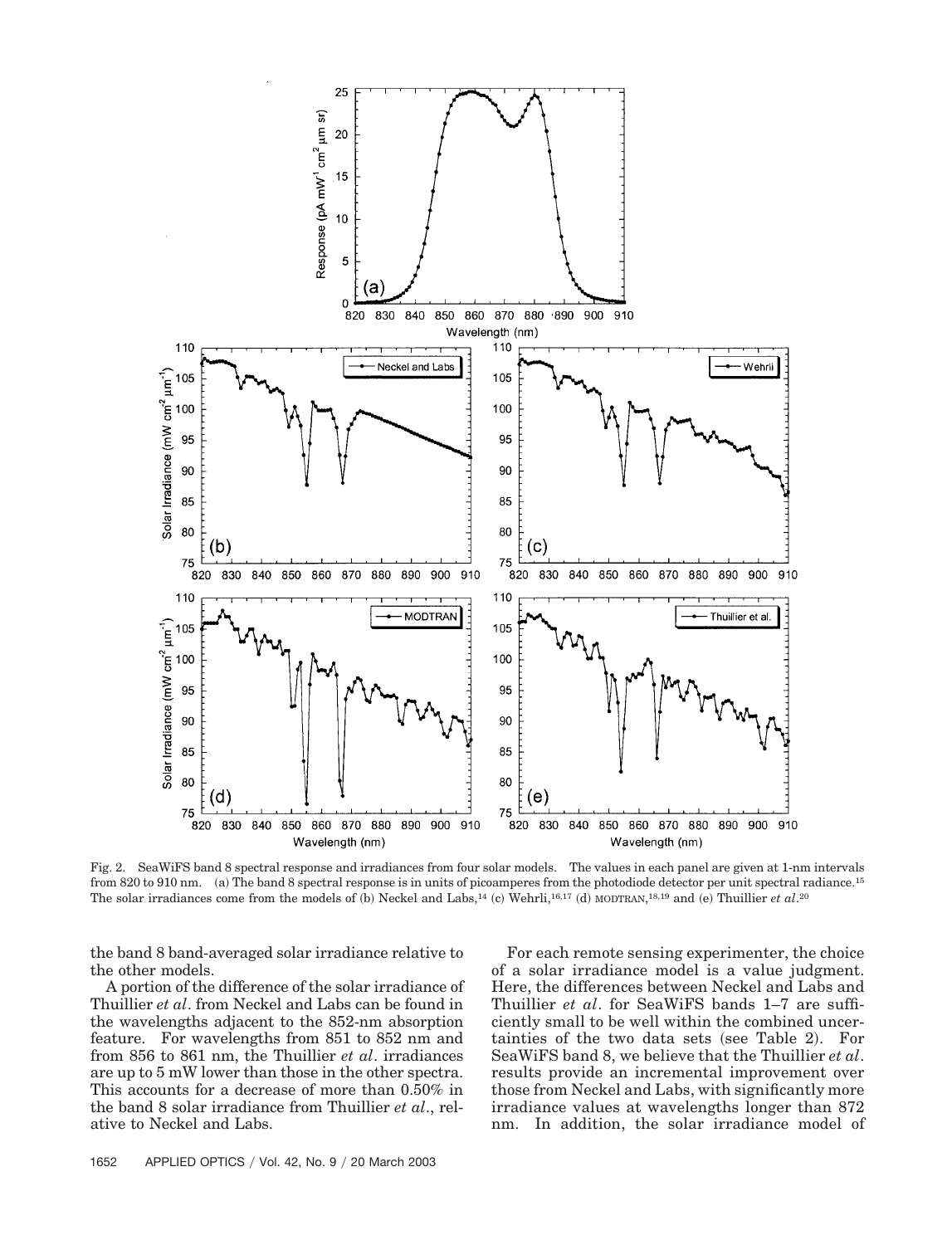Fig. 2. SeaWiFS band 8 spectral response and irradiances from four solar models. The values in each panel are given at 1-nm intervals from 820 to 910 nm. (a) The band 8 spectral response is in units of picoamperes from the photodiode detector per unit spectral radiance.[15] The solar irradiances come from the models of (b) Neckel and Labs,[14] (c) Wehrli,[16,17] (d) MODTRAN,[18,19] and (e) Thuillier *et al*.[20]

the band 8 band-averaged solar irradiance relative to the other models.

A portion of the difference of the solar irradiance of Thuillier *et al*. from Neckel and Labs can be found in the wavelengths adjacent to the 852-nm absorption feature. For wavelengths from 851 to 852 nm and from 856 to 861 nm, the Thuillier *et al*. irradiances are up to 5 mW lower than those in the other spectra. This accounts for a decrease of more than 0.50% in the band 8 solar irradiance from Thuillier *et al*., relative to Neckel and Labs.

For each remote sensing experimenter, the choice of a solar irradiance model is a value judgment. Here, the differences between Neckel and Labs and Thuillier *et al*. for SeaWiFS bands 1–7 are sufficiently small to be well within the combined uncertainties of the two data sets (see Table 2). For SeaWiFS band 8, we believe that the Thuillier *et al*. results provide an incremental improvement over those from Neckel and Labs, with significantly more irradiance values at wavelengths longer than 872 nm. In addition, the solar irradiance model of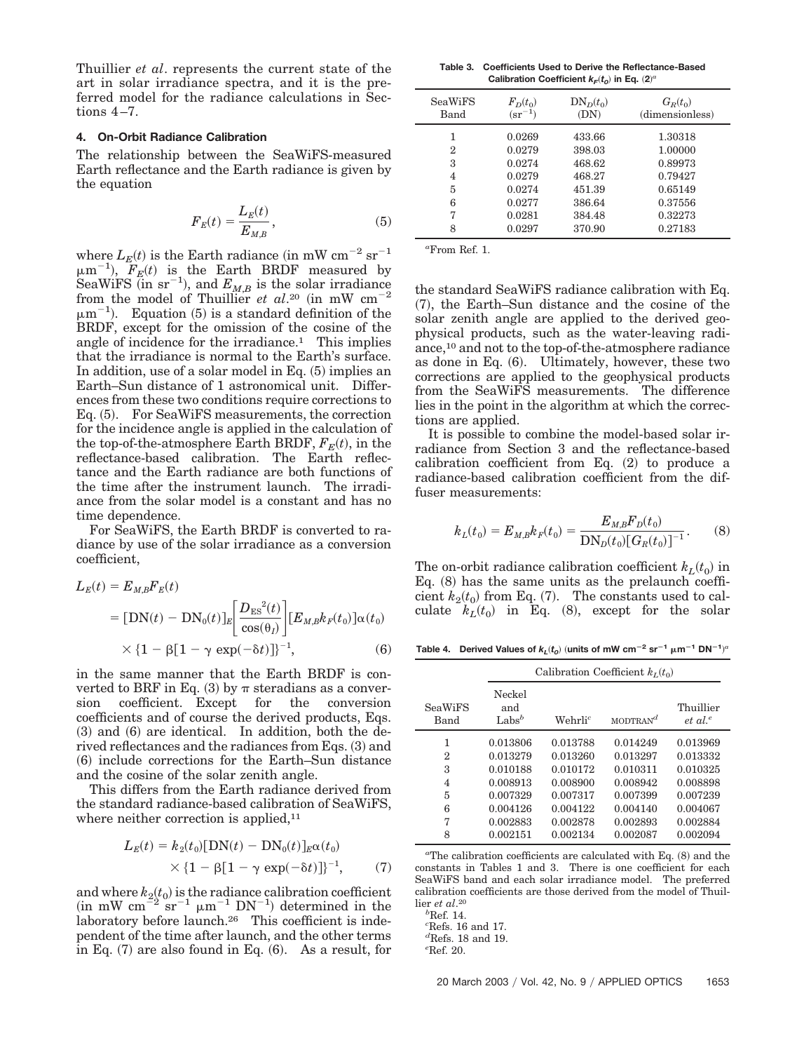Thuillier *et al*. represents the current state of the art in solar irradiance spectra, and it is the preferred model for the radiance calculations in Sections 4–7.

#### 4. On-Orbit Radiance Calibration

The relationship between the SeaWiFS-measured Earth reflectance and the Earth radiance is given by the equation

$$F_E(t) = \frac{L_E(t)}{E_{M,B}}, \tag{5}$$

where $L_E(t)$ is the Earth radiance (in mW cm$^{-2}$ sr$^{-1}$ $\mu$m$^{-1}$), $F_E(t)$ is the Earth BRDF measured by SeaWiFS (in sr$^{-1}$), and $E_{M,B}$ is the solar irradiance from the model of Thuillier *et al*.[20] (in mW cm$^{-2}$ $\mu$m$^{-1}$). Equation (5) is a standard definition of the BRDF, except for the omission of the cosine of the angle of incidence for the irradiance.[1] This implies that the irradiance is normal to the Earth's surface. In addition, use of a solar model in Eq. (5) implies an Earth–Sun distance of 1 astronomical unit. Differences from these two conditions require corrections to Eq. (5). For SeaWiFS measurements, the correction for the incidence angle is applied in the calculation of the top-of-the-atmosphere Earth BRDF, $F_E(t)$, in the reflectance-based calibration. The Earth reflectance and the Earth radiance are both functions of the time after the instrument launch. The irradiance from the solar model is a constant and has no time dependence.

For SeaWiFS, the Earth BRDF is converted to radiance by use of the solar irradiance as a conversion coefficient,

$$\begin{aligned} L_E(t) &= E_{M,B} F_E(t) \\ &= [\mathrm{DN}(t) - \mathrm{DN}_0(t)]_E \left[\frac{D_{\mathrm{ES}}{}^2(t)}{\cos(\theta_I)}\right]_E [E_{M,B} k_F(t_0)] \alpha(t_0) \\ &\quad \times \{1 - \beta[1 - \gamma \exp(-\delta t)]\}^{-1}, \end{aligned} \tag{6}$$

in the same manner that the Earth BRDF is converted to BRF in Eq. (3) by $\pi$ steradians as a conversion coefficient. Except for the conversion coefficients and of course the derived products, Eqs. (3) and (6) are identical. In addition, both the derived reflectances and the radiances from Eqs. (3) and (6) include corrections for the Earth–Sun distance and the cosine of the solar zenith angle.

This differs from the Earth radiance derived from the standard radiance-based calibration of SeaWiFS, where neither correction is applied,[11]

$$\begin{aligned} L_E(t) &= k_2(t_0)[\mathrm{DN}(t) - \mathrm{DN}_0(t)]_E \alpha(t_0) \\ &\quad \times \{1 - \beta[1 - \gamma \exp(-\delta t)]\}^{-1}, \end{aligned} \tag{7}$$

and where $k_2(t_0)$ is the radiance calibration coefficient (in mW cm$^{-2}$ sr$^{-1}$ $\mu$m$^{-1}$ DN$^{-1}$) determined in the laboratory before launch.[26] This coefficient is independent of the time after launch, and the other terms in Eq. (7) are also found in Eq. (6). As a result, for the standard SeaWiFS radiance calibration with Eq. (7), the Earth–Sun distance and the cosine of the solar zenith angle are applied to the derived geophysical products, such as the water-leaving radiance,[10] and not to the top-of-the-atmosphere radiance as done in Eq. (6). Ultimately, however, these two corrections are applied to the geophysical products from the SeaWiFS measurements. The difference lies in the point in the algorithm at which the corrections are applied.

It is possible to combine the model-based solar irradiance from Section 3 and the reflectance-based calibration coefficient from Eq. (2) to produce a radiance-based calibration coefficient from the diffuser measurements:

$$k_L(t_0) = E_{M,B} k_F(t_0) = \frac{E_{M,B} F_D(t_0)}{\mathrm{DN}_D(t_0)[G_R(t_0)]^{-1}}. \tag{8}$$

The on-orbit radiance calibration coefficient $k_L(t_0)$ in Eq. (8) has the same units as the prelaunch coefficient $k_2(t_0)$ from Eq. (7). The constants used to calculate $k_L(t_0)$ in Eq. (8), except for the solar

**Table 3. Coefficients Used to Derive the Reflectance-Based Calibration Coefficient $k_F(t_0)$ in Eq. (2)[a]**

| SeaWiFS Band | $F_D(t_0)$ (sr$^{-1}$) | $\mathrm{DN}_D(t_0)$ (DN) | $G_R(t_0)$ (dimensionless) |
|---|---|---|---|
| 1 | 0.0269 | 433.66 | 1.30318 |
| 2 | 0.0279 | 398.03 | 1.00000 |
| 3 | 0.0274 | 468.62 | 0.89973 |
| 4 | 0.0279 | 468.27 | 0.79427 |
| 5 | 0.0274 | 451.39 | 0.65149 |
| 6 | 0.0277 | 386.64 | 0.37556 |
| 7 | 0.0281 | 384.48 | 0.32273 |
| 8 | 0.0297 | 370.90 | 0.27183 |

[a]From Ref. 1.

**Table 4. Derived Values of $k_L(t_0)$ (units of mW cm$^{-2}$ sr$^{-1}$ $\mu$m$^{-1}$ DN$^{-1}$)[a]**

| SeaWiFS Band | Calibration Coefficient $k_L(t_0)$ | | | |
|---|---|---|---|---|
| | Neckel and Labs[b] | Wehrli[c] | MODTRAN[d] | Thuillier *et al.*[e] |
| 1 | 0.013806 | 0.013788 | 0.014249 | 0.013969 |
| 2 | 0.013279 | 0.013260 | 0.013297 | 0.013332 |
| 3 | 0.010188 | 0.010172 | 0.010311 | 0.010325 |
| 4 | 0.008913 | 0.008900 | 0.008942 | 0.008898 |
| 5 | 0.007329 | 0.007317 | 0.007399 | 0.007239 |
| 6 | 0.004126 | 0.004122 | 0.004140 | 0.004067 |
| 7 | 0.002883 | 0.002878 | 0.002893 | 0.002884 |
| 8 | 0.002151 | 0.002134 | 0.002087 | 0.002094 |

[a]The calibration coefficients are calculated with Eq. (8) and the constants in Tables 1 and 3. There is one coefficient for each SeaWiFS band and each solar irradiance model. The preferred calibration coefficients are those derived from the model of Thuillier *et al.*[20]

[b]Ref. 14.

[c]Refs. 16 and 17.

[d]Refs. 18 and 19.

[e]Ref. 20.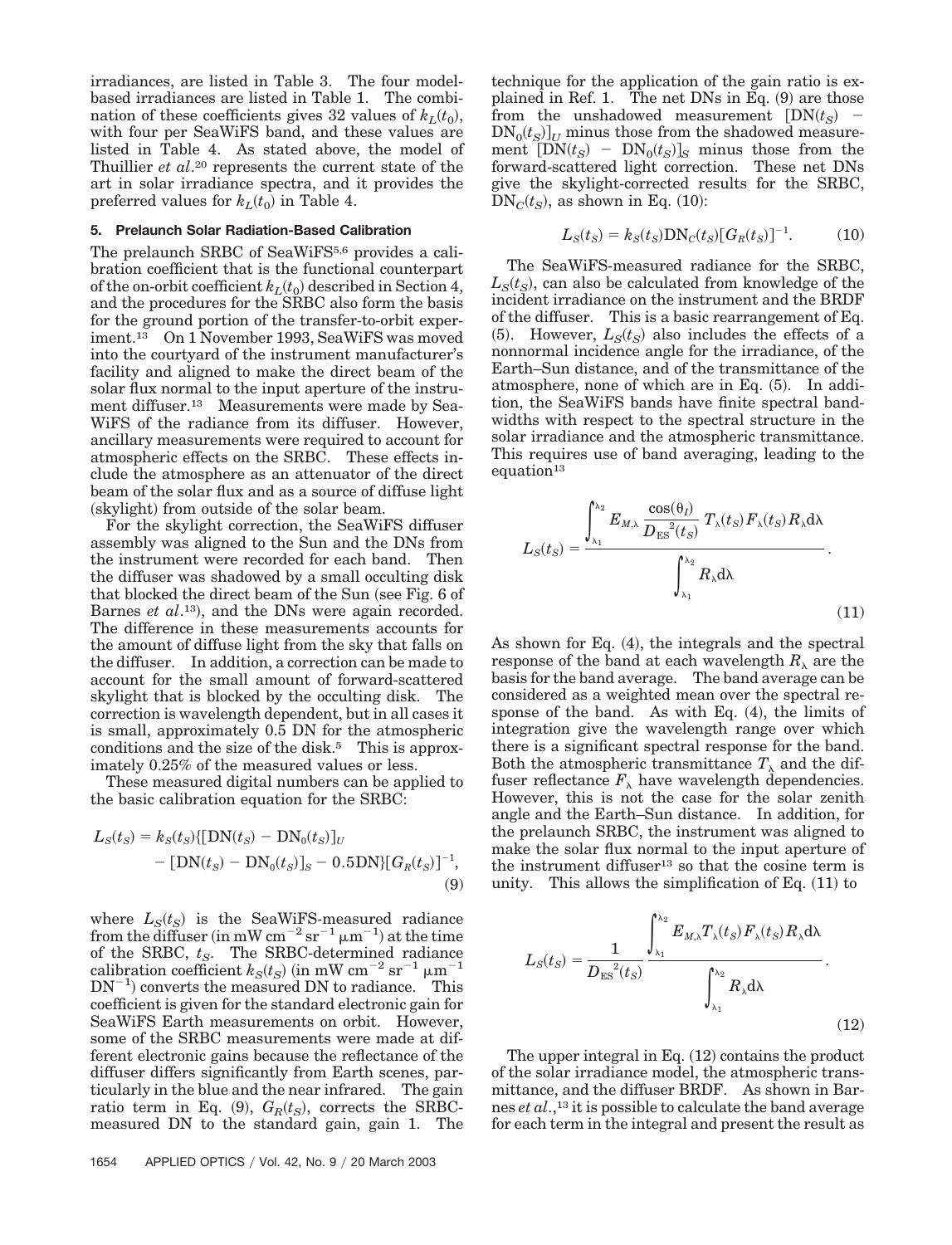irradiances, are listed in Table 3. The four model-based irradiances are listed in Table 1. The combination of these coefficients gives 32 values of $k_L(t_0)$, with four per SeaWiFS band, and these values are listed in Table 4. As stated above, the model of Thuillier *et al.*[20] represents the current state of the art in solar irradiance spectra, and it provides the preferred values for $k_L(t_0)$ in Table 4.

## 5. Prelaunch Solar Radiation-Based Calibration

The prelaunch SRBC of SeaWiFS[5,6] provides a calibration coefficient that is the functional counterpart of the on-orbit coefficient $k_L(t_0)$ described in Section 4, and the procedures for the SRBC also form the basis for the ground portion of the transfer-to-orbit experiment.[13] On 1 November 1993, SeaWiFS was moved into the courtyard of the instrument manufacturer's facility and aligned to make the direct beam of the solar flux normal to the input aperture of the instrument diffuser.[13] Measurements were made by SeaWiFS of the radiance from its diffuser. However, ancillary measurements were required to account for atmospheric effects on the SRBC. These effects include the atmosphere as an attenuator of the direct beam of the solar flux and as a source of diffuse light (skylight) from outside of the solar beam.

For the skylight correction, the SeaWiFS diffuser assembly was aligned to the Sun and the DNs from the instrument were recorded for each band. Then the diffuser was shadowed by a small occulting disk that blocked the direct beam of the Sun (see Fig. 6 of Barnes *et al.*[13]), and the DNs were again recorded. The difference in these measurements accounts for the amount of diffuse light from the sky that falls on the diffuser. In addition, a correction can be made to account for the small amount of forward-scattered skylight that is blocked by the occulting disk. The correction is wavelength dependent, but in all cases it is small, approximately 0.5 DN for the atmospheric conditions and the size of the disk.[5] This is approximately 0.25% of the measured values or less.

These measured digital numbers can be applied to the basic calibration equation for the SRBC:

$$L_S(t_S) = k_S(t_S)\{[\mathrm{DN}(t_S) - \mathrm{DN}_0(t_S)]_U - [\mathrm{DN}(t_S) - \mathrm{DN}_0(t_S)]_S - 0.5\mathrm{DN}\}[G_R(t_S)]^{-1}, \tag{9}$$

where $L_S(t_S)$ is the SeaWiFS-measured radiance from the diffuser (in mW cm$^{-2}$ sr$^{-1}$ μm$^{-1}$) at the time of the SRBC, $t_S$. The SRBC-determined radiance calibration coefficient $k_S(t_S)$ (in mW cm$^{-2}$ sr$^{-1}$ μm$^{-1}$ DN$^{-1}$) converts the measured DN to radiance. This coefficient is given for the standard electronic gain for SeaWiFS Earth measurements on orbit. However, some of the SRBC measurements were made at different electronic gains because the reflectance of the diffuser differs significantly from Earth scenes, particularly in the blue and the near infrared. The gain ratio term in Eq. (9), $G_R(t_S)$, corrects the SRBC-measured DN to the standard gain, gain 1. The technique for the application of the gain ratio is explained in Ref. 1. The net DNs in Eq. (9) are those from the unshadowed measurement $[\mathrm{DN}(t_S) - \mathrm{DN}_0(t_S)]_U$ minus those from the shadowed measurement $[\mathrm{DN}(t_S) - \mathrm{DN}_0(t_S)]_S$ minus those from the forward-scattered light correction. These net DNs give the skylight-corrected results for the SRBC, $\mathrm{DN}_C(t_S)$, as shown in Eq. (10):

$$L_S(t_S) = k_S(t_S)\mathrm{DN}_C(t_S)[G_R(t_S)]^{-1}. \tag{10}$$

The SeaWiFS-measured radiance for the SRBC, $L_S(t_S)$, can also be calculated from knowledge of the incident irradiance on the instrument and the BRDF of the diffuser. This is a basic rearrangement of Eq. (5). However, $L_S(t_S)$ also includes the effects of a nonnormal incidence angle for the irradiance, of the Earth–Sun distance, and of the transmittance of the atmosphere, none of which are in Eq. (5). In addition, the SeaWiFS bands have finite spectral bandwidths with respect to the spectral structure in the solar irradiance and the atmospheric transmittance. This requires use of band averaging, leading to the equation[13]

$$L_S(t_S) = \frac{\displaystyle\int_{\lambda_1}^{\lambda_2} E_{M,\lambda} \frac{\cos(\theta_I)}{D_{\mathrm{ES}}^2(t_S)} T_\lambda(t_S) F_\lambda(t_S) R_\lambda \mathrm{d}\lambda}{\displaystyle\int_{\lambda_1}^{\lambda_2} R_\lambda \mathrm{d}\lambda}. \tag{11}$$

As shown for Eq. (4), the integrals and the spectral response of the band at each wavelength $R_\lambda$ are the basis for the band average. The band average can be considered as a weighted mean over the spectral response of the band. As with Eq. (4), the limits of integration give the wavelength range over which there is a significant spectral response for the band. Both the atmospheric transmittance $T_\lambda$ and the diffuser reflectance $F_\lambda$ have wavelength dependencies. However, this is not the case for the solar zenith angle and the Earth–Sun distance. In addition, for the prelaunch SRBC, the instrument was aligned to make the solar flux normal to the input aperture of the instrument diffuser[13] so that the cosine term is unity. This allows the simplification of Eq. (11) to

$$L_S(t_S) = \frac{1}{D_{\mathrm{ES}}^2(t_S)} \frac{\displaystyle\int_{\lambda_1}^{\lambda_2} E_{M,\lambda} T_\lambda(t_S) F_\lambda(t_S) R_\lambda \mathrm{d}\lambda}{\displaystyle\int_{\lambda_1}^{\lambda_2} R_\lambda \mathrm{d}\lambda}. \tag{12}$$

The upper integral in Eq. (12) contains the product of the solar irradiance model, the atmospheric transmittance, and the diffuser BRDF. As shown in Barnes *et al.*,[13] it is possible to calculate the band average for each term in the integral and present the result as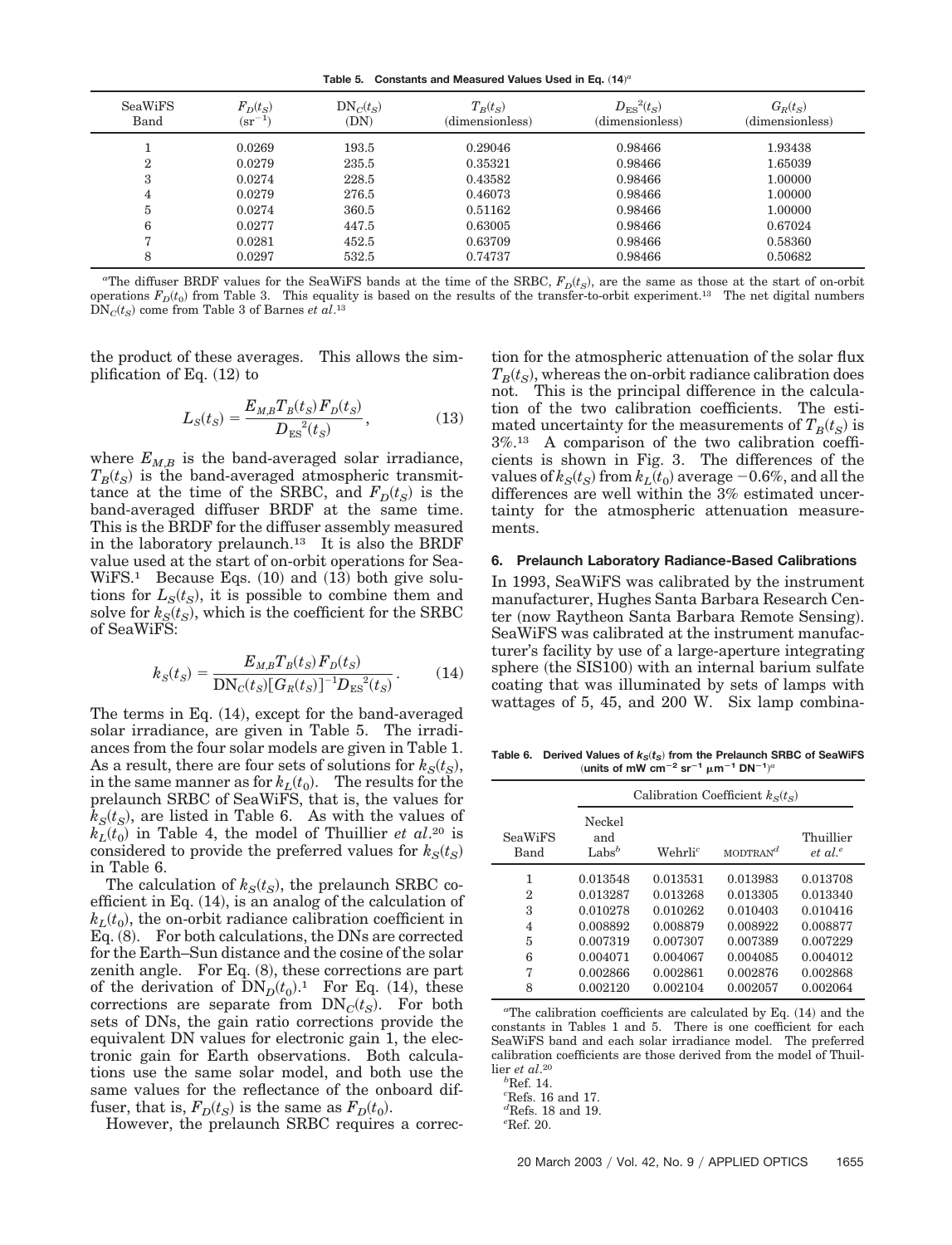**Table 5. Constants and Measured Values Used in Eq. (14)[a]**

| SeaWiFS Band | $F_D(t_S)$ ($sr^{-1}$) | $DN_C(t_S)$ (DN) | $T_B(t_S)$ (dimensionless) | $D_{ES}^2(t_S)$ (dimensionless) | $G_R(t_S)$ (dimensionless) |
|---|---|---|---|---|---|
| 1 | 0.0269 | 193.5 | 0.29046 | 0.98466 | 1.93438 |
| 2 | 0.0279 | 235.5 | 0.35321 | 0.98466 | 1.65039 |
| 3 | 0.0274 | 228.5 | 0.43582 | 0.98466 | 1.00000 |
| 4 | 0.0279 | 276.5 | 0.46073 | 0.98466 | 1.00000 |
| 5 | 0.0274 | 360.5 | 0.51162 | 0.98466 | 1.00000 |
| 6 | 0.0277 | 447.5 | 0.63005 | 0.98466 | 0.67024 |
| 7 | 0.0281 | 452.5 | 0.63709 | 0.98466 | 0.58360 |
| 8 | 0.0297 | 532.5 | 0.74737 | 0.98466 | 0.50682 |

[a]The diffuser BRDF values for the SeaWiFS bands at the time of the SRBC, $F_D(t_S)$, are the same as those at the start of on-orbit operations $F_D(t_0)$ from Table 3. This equality is based on the results of the transfer-to-orbit experiment.[13] The net digital numbers $DN_C(t_S)$ come from Table 3 of Barnes *et al*.[13]

the product of these averages. This allows the simplification of Eq. (12) to

$$L_S(t_S) = \frac{E_{M,B} T_B(t_S) F_D(t_S)}{D_{ES}^2(t_S)}, \tag{13}$$

where $E_{M,B}$ is the band-averaged solar irradiance, $T_B(t_S)$ is the band-averaged atmospheric transmittance at the time of the SRBC, and $F_D(t_S)$ is the band-averaged diffuser BRDF at the same time. This is the BRDF for the diffuser assembly measured in the laboratory prelaunch.[13] It is also the BRDF value used at the start of on-orbit operations for SeaWiFS.[1] Because Eqs. (10) and (13) both give solutions for $L_S(t_S)$, it is possible to combine them and solve for $k_S(t_S)$, which is the coefficient for the SRBC of SeaWiFS:

$$k_S(t_S) = \frac{E_{M,B} T_B(t_S) F_D(t_S)}{DN_C(t_S)[G_R(t_S)]^{-1} D_{ES}^2(t_S)}. \tag{14}$$

The terms in Eq. (14), except for the band-averaged solar irradiance, are given in Table 5. The irradiances from the four solar models are given in Table 1. As a result, there are four sets of solutions for $k_S(t_S)$, in the same manner as for $k_L(t_0)$. The results for the prelaunch SRBC of SeaWiFS, that is, the values for $k_S(t_S)$, are listed in Table 6. As with the values of $k_L(t_0)$ in Table 4, the model of Thuillier *et al*.[20] is considered to provide the preferred values for $k_S(t_S)$ in Table 6.

The calculation of $k_S(t_S)$, the prelaunch SRBC coefficient in Eq. (14), is an analog of the calculation of $k_L(t_0)$, the on-orbit radiance calibration coefficient in Eq. (8). For both calculations, the DNs are corrected for the Earth–Sun distance and the cosine of the solar zenith angle. For Eq. (8), these corrections are part of the derivation of $DN_D(t_0)$.[1] For Eq. (14), these corrections are separate from $DN_C(t_S)$. For both sets of DNs, the gain ratio corrections provide the equivalent DN values for electronic gain 1, the electronic gain for Earth observations. Both calculations use the same solar model, and both use the same values for the reflectance of the onboard diffuser, that is, $F_D(t_S)$ is the same as $F_D(t_0)$.

However, the prelaunch SRBC requires a correction for the atmospheric attenuation of the solar flux $T_B(t_S)$, whereas the on-orbit radiance calibration does not. This is the principal difference in the calculation of the two calibration coefficients. The estimated uncertainty for the measurements of $T_B(t_S)$ is 3%.[13] A comparison of the two calibration coefficients is shown in Fig. 3. The differences of the values of $k_S(t_S)$ from $k_L(t_0)$ average −0.6%, and all the differences are well within the 3% estimated uncertainty for the atmospheric attenuation measurements.

## 6. Prelaunch Laboratory Radiance-Based Calibrations

In 1993, SeaWiFS was calibrated by the instrument manufacturer, Hughes Santa Barbara Research Center (now Raytheon Santa Barbara Remote Sensing). SeaWiFS was calibrated at the instrument manufacturer's facility by use of a large-aperture integrating sphere (the SIS100) with an internal barium sulfate coating that was illuminated by sets of lamps with wattages of 5, 45, and 200 W. Six lamp combina-

**Table 6. Derived Values of $k_S(t_S)$ from the Prelaunch SRBC of SeaWiFS (units of $mW\ cm^{-2}\ sr^{-1}\ \mu m^{-1}\ DN^{-1}$)[a]**

| SeaWiFS Band | Calibration Coefficient $k_S(t_S)$ | | | |
|---|---|---|---|---|
| | Neckel and Labs[b] | Wehrli[c] | MODTRAN[d] | Thuillier *et al.*[e] |
| 1 | 0.013548 | 0.013531 | 0.013983 | 0.013708 |
| 2 | 0.013287 | 0.013268 | 0.013305 | 0.013340 |
| 3 | 0.010278 | 0.010262 | 0.010403 | 0.010416 |
| 4 | 0.008892 | 0.008879 | 0.008922 | 0.008877 |
| 5 | 0.007319 | 0.007307 | 0.007389 | 0.007229 |
| 6 | 0.004071 | 0.004067 | 0.004085 | 0.004012 |
| 7 | 0.002866 | 0.002861 | 0.002876 | 0.002868 |
| 8 | 0.002120 | 0.002104 | 0.002057 | 0.002064 |

[a]The calibration coefficients are calculated by Eq. (14) and the constants in Tables 1 and 5. There is one coefficient for each SeaWiFS band and each solar irradiance model. The preferred calibration coefficients are those derived from the model of Thuillier *et al*.[20]

[b]Ref. 14.

[c]Refs. 16 and 17.

[d]Refs. 18 and 19.

[e]Ref. 20.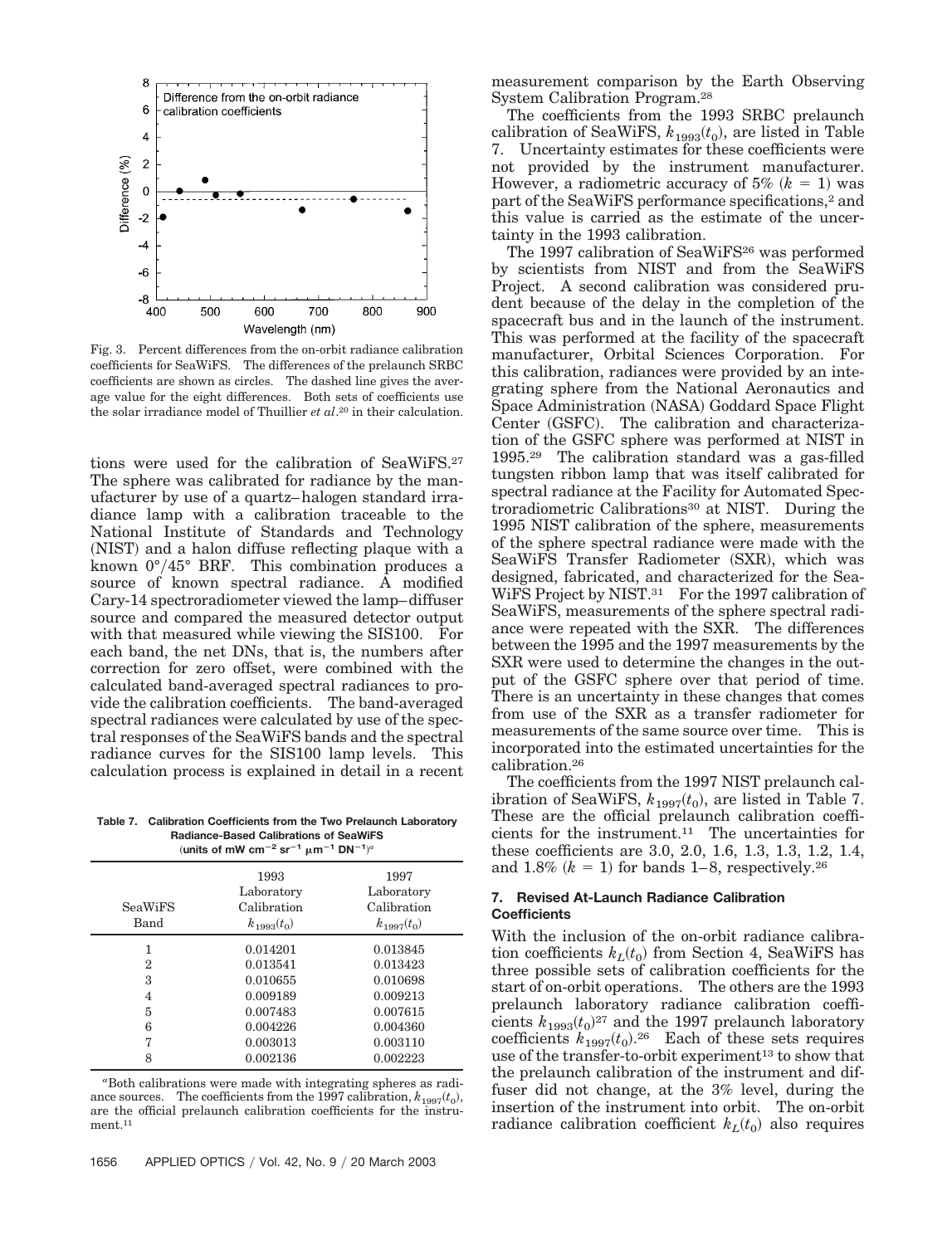Fig. 3. Percent differences from the on-orbit radiance calibration coefficients for SeaWiFS. The differences of the prelaunch SRBC coefficients are shown as circles. The dashed line gives the average value for the eight differences. Both sets of coefficients use the solar irradiance model of Thuillier *et al*.[20] in their calculation.

tions were used for the calibration of SeaWiFS.[27] The sphere was calibrated for radiance by the manufacturer by use of a quartz–halogen standard irradiance lamp with a calibration traceable to the National Institute of Standards and Technology (NIST) and a halon diffuse reflecting plaque with a known 0°/45° BRF. This combination produces a source of known spectral radiance. A modified Cary-14 spectroradiometer viewed the lamp–diffuser source and compared the measured detector output with that measured while viewing the SIS100. For each band, the net DNs, that is, the numbers after correction for zero offset, were combined with the calculated band-averaged spectral radiances to provide the calibration coefficients. The band-averaged spectral radiances were calculated by use of the spectral responses of the SeaWiFS bands and the spectral radiance curves for the SIS100 lamp levels. This calculation process is explained in detail in a recent measurement comparison by the Earth Observing System Calibration Program.[28]

**Table 7. Calibration Coefficients from the Two Prelaunch Laboratory Radiance-Based Calibrations of SeaWiFS** (units of mW cm$^{-2}$ sr$^{-1}$ $\mu$m$^{-1}$ DN$^{-1}$)[a]

| SeaWiFS Band | 1993 Laboratory Calibration $k_{1993}(t_0)$ | 1997 Laboratory Calibration $k_{1997}(t_0)$ |
|---|---|---|
| 1 | 0.014201 | 0.013845 |
| 2 | 0.013541 | 0.013423 |
| 3 | 0.010655 | 0.010698 |
| 4 | 0.009189 | 0.009213 |
| 5 | 0.007483 | 0.007615 |
| 6 | 0.004226 | 0.004360 |
| 7 | 0.003013 | 0.003110 |
| 8 | 0.002136 | 0.002223 |

[a]Both calibrations were made with integrating spheres as radiance sources. The coefficients from the 1997 calibration, $k_{1997}(t_0)$, are the official prelaunch calibration coefficients for the instrument.[11]

The coefficients from the 1993 SRBC prelaunch calibration of SeaWiFS, $k_{1993}(t_0)$, are listed in Table 7. Uncertainty estimates for these coefficients were not provided by the instrument manufacturer. However, a radiometric accuracy of 5% ($k = 1$) was part of the SeaWiFS performance specifications,[2] and this value is carried as the estimate of the uncertainty in the 1993 calibration.

The 1997 calibration of SeaWiFS[26] was performed by scientists from NIST and from the SeaWiFS Project. A second calibration was considered prudent because of the delay in the completion of the spacecraft bus and in the launch of the instrument. This was performed at the facility of the spacecraft manufacturer, Orbital Sciences Corporation. For this calibration, radiances were provided by an integrating sphere from the National Aeronautics and Space Administration (NASA) Goddard Space Flight Center (GSFC). The calibration and characterization of the GSFC sphere was performed at NIST in 1995.[29] The calibration standard was a gas-filled tungsten ribbon lamp that was itself calibrated for spectral radiance at the Facility for Automated Spectroradiometric Calibrations[30] at NIST. During the 1995 NIST calibration of the sphere, measurements of the sphere spectral radiance were made with the SeaWiFS Transfer Radiometer (SXR), which was designed, fabricated, and characterized for the SeaWiFS Project by NIST.[31] For the 1997 calibration of SeaWiFS, measurements of the sphere spectral radiance were repeated with the SXR. The differences between the 1995 and the 1997 measurements by the SXR were used to determine the changes in the output of the GSFC sphere over that period of time. There is an uncertainty in these changes that comes from use of the SXR as a transfer radiometer for measurements of the same source over time. This is incorporated into the estimated uncertainties for the calibration.[26]

The coefficients from the 1997 NIST prelaunch calibration of SeaWiFS, $k_{1997}(t_0)$, are listed in Table 7. These are the official prelaunch calibration coefficients for the instrument.[11] The uncertainties for these coefficients are 3.0, 2.0, 1.6, 1.3, 1.3, 1.2, 1.4, and 1.8% ($k = 1$) for bands 1–8, respectively.[26]

## 7. Revised At-Launch Radiance Calibration Coefficients

With the inclusion of the on-orbit radiance calibration coefficients $k_L(t_0)$ from Section 4, SeaWiFS has three possible sets of calibration coefficients for the start of on-orbit operations. The others are the 1993 prelaunch laboratory radiance calibration coefficients $k_{1993}(t_0)$[27] and the 1997 prelaunch laboratory coefficients $k_{1997}(t_0)$.[26] Each of these sets requires use of the transfer-to-orbit experiment[13] to show that the prelaunch calibration of the instrument and diffuser did not change, at the 3% level, during the insertion of the instrument into orbit. The on-orbit radiance calibration coefficient $k_L(t_0)$ also requires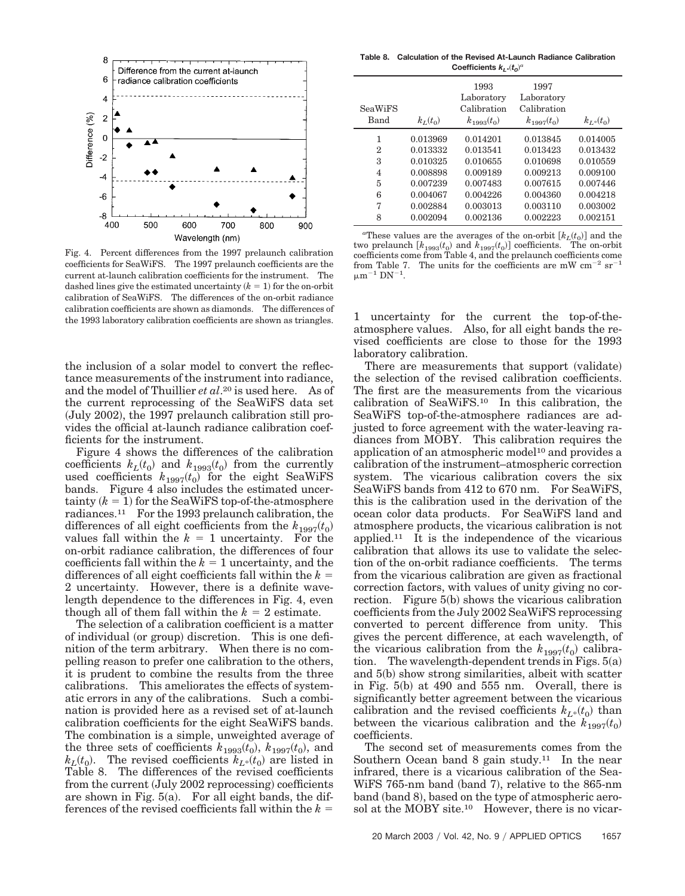Fig. 4. Percent differences from the 1997 prelaunch calibration coefficients for SeaWiFS. The 1997 prelaunch coefficients are the current at-launch calibration coefficients for the instrument. The dashed lines give the estimated uncertainty ($k = 1$) for the on-orbit calibration of SeaWiFS. The differences of the on-orbit radiance calibration coefficients are shown as diamonds. The differences of the 1993 laboratory calibration coefficients are shown as triangles.

the inclusion of a solar model to convert the reflectance measurements of the instrument into radiance, and the model of Thuillier *et al.*[20] is used here. As of the current reprocessing of the SeaWiFS data set (July 2002), the 1997 prelaunch calibration still provides the official at-launch radiance calibration coefficients for the instrument.

Figure 4 shows the differences of the calibration coefficients $k_L(t_0)$ and $k_{1993}(t_0)$ from the currently used coefficients $k_{1997}(t_0)$ for the eight SeaWiFS bands. Figure 4 also includes the estimated uncertainty ($k = 1$) for the SeaWiFS top-of-the-atmosphere radiances.[11] For the 1993 prelaunch calibration, the differences of all eight coefficients from the $k_{1997}(t_0)$ values fall within the $k = 1$ uncertainty. For the on-orbit radiance calibration, the differences of four coefficients fall within the $k = 1$ uncertainty, and the differences of all eight coefficients fall within the $k = 2$ uncertainty. However, there is a definite wavelength dependence to the differences in Fig. 4, even though all of them fall within the $k = 2$ estimate.

The selection of a calibration coefficient is a matter of individual (or group) discretion. This is one definition of the term arbitrary. When there is no compelling reason to prefer one calibration to the others, it is prudent to combine the results from the three calibrations. This ameliorates the effects of systematic errors in any of the calibrations. Such a combination is provided here as a revised set of at-launch calibration coefficients for the eight SeaWiFS bands. The combination is a simple, unweighted average of the three sets of coefficients $k_{1993}(t_0)$, $k_{1997}(t_0)$, and $k_L(t_0)$. The revised coefficients $k_{L*}(t_0)$ are listed in Table 8. The differences of the revised coefficients from the current (July 2002 reprocessing) coefficients are shown in Fig. 5(a). For all eight bands, the differences of the revised coefficients fall within the $k = 1$ uncertainty for the current the top-of-the-atmosphere values. Also, for all eight bands the revised coefficients are close to those for the 1993 laboratory calibration.

**Table 8. Calculation of the Revised At-Launch Radiance Calibration Coefficients $k_{L*}(t_0)$**[a]

| SeaWiFS Band | $k_L(t_0)$ | 1993 Laboratory Calibration $k_{1993}(t_0)$ | 1997 Laboratory Calibration $k_{1997}(t_0)$ | $k_{L*}(t_0)$ |
|---|---|---|---|---|
| 1 | 0.013969 | 0.014201 | 0.013845 | 0.014005 |
| 2 | 0.013332 | 0.013541 | 0.013423 | 0.013432 |
| 3 | 0.010325 | 0.010655 | 0.010698 | 0.010559 |
| 4 | 0.008898 | 0.009189 | 0.009213 | 0.009100 |
| 5 | 0.007239 | 0.007483 | 0.007615 | 0.007446 |
| 6 | 0.004067 | 0.004226 | 0.004360 | 0.004218 |
| 7 | 0.002884 | 0.003013 | 0.003110 | 0.003002 |
| 8 | 0.002094 | 0.002136 | 0.002223 | 0.002151 |

[a]These values are the averages of the on-orbit $[k_L(t_0)]$ and the two prelaunch $[k_{1993}(t_0)$ and $k_{1997}(t_0)]$ coefficients. The on-orbit coefficients come from Table 4, and the prelaunch coefficients come from Table 7. The units for the coefficients are mW $cm^{-2}$ $sr^{-1}$ $\mu m^{-1}$ $DN^{-1}$.

There are measurements that support (validate) the selection of the revised calibration coefficients. The first are the measurements from the vicarious calibration of SeaWiFS.[10] In this calibration, the SeaWiFS top-of-the-atmosphere radiances are adjusted to force agreement with the water-leaving radiances from MOBY. This calibration requires the application of an atmospheric model[10] and provides a calibration of the instrument–atmospheric correction system. The vicarious calibration covers the six SeaWiFS bands from 412 to 670 nm. For SeaWiFS, this is the calibration used in the derivation of the ocean color data products. For SeaWiFS land and atmosphere products, the vicarious calibration is not applied.[11] It is the independence of the vicarious calibration that allows its use to validate the selection of the on-orbit radiance coefficients. The terms from the vicarious calibration are given as fractional correction factors, with values of unity giving no correction. Figure 5(b) shows the vicarious calibration coefficients from the July 2002 SeaWiFS reprocessing converted to percent difference from unity. This gives the percent difference, at each wavelength, of the vicarious calibration from the $k_{1997}(t_0)$ calibration. The wavelength-dependent trends in Figs. 5(a) and 5(b) show strong similarities, albeit with scatter in Fig. 5(b) at 490 and 555 nm. Overall, there is significantly better agreement between the vicarious calibration and the revised coefficients $k_{L*}(t_0)$ than between the vicarious calibration and the $k_{1997}(t_0)$ coefficients.

The second set of measurements comes from the Southern Ocean band 8 gain study.[11] In the near infrared, there is a vicarious calibration of the SeaWiFS 765-nm band (band 7), relative to the 865-nm band (band 8), based on the type of atmospheric aerosol at the MOBY site.[10] However, there is no vicar-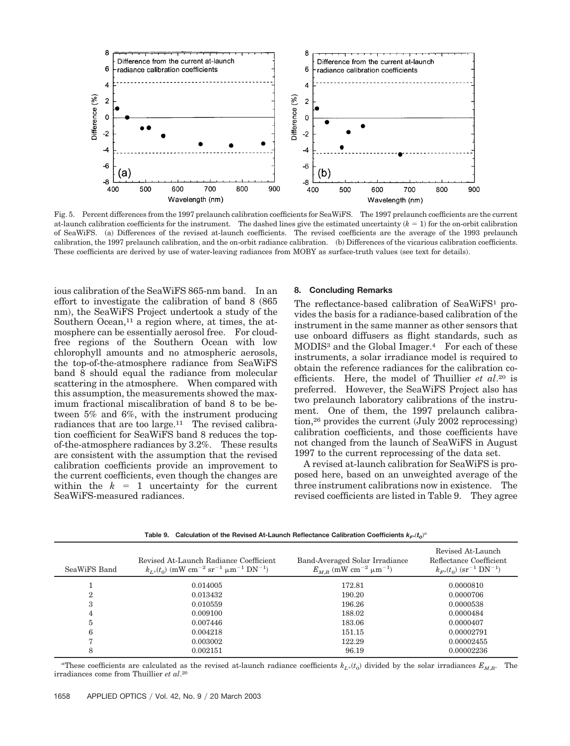Fig. 5. Percent differences from the 1997 prelaunch calibration coefficients for SeaWiFS. The 1997 prelaunch coefficients are the current at-launch calibration coefficients for the instrument. The dashed lines give the estimated uncertainty ($k = 1$) for the on-orbit calibration of SeaWiFS. (a) Differences of the revised at-launch coefficients. The revised coefficients are the average of the 1993 prelaunch calibration, the 1997 prelaunch calibration, and the on-orbit radiance calibration. (b) Differences of the vicarious calibration coefficients. These coefficients are derived by use of water-leaving radiances from MOBY as surface-truth values (see text for details).

ious calibration of the SeaWiFS 865-nm band. In an effort to investigate the calibration of band 8 (865 nm), the SeaWiFS Project undertook a study of the Southern Ocean,[11] a region where, at times, the atmosphere can be essentially aerosol free. For cloud-free regions of the Southern Ocean with low chlorophyll amounts and no atmospheric aerosols, the top-of-the-atmosphere radiance from SeaWiFS band 8 should equal the radiance from molecular scattering in the atmosphere. When compared with this assumption, the measurements showed the maximum fractional miscalibration of band 8 to be between 5% and 6%, with the instrument producing radiances that are too large.[11] The revised calibration coefficient for SeaWiFS band 8 reduces the top-of-the-atmosphere radiances by 3.2%. These results are consistent with the assumption that the revised calibration coefficients provide an improvement to the current coefficients, even though the changes are within the $k = 1$ uncertainty for the current SeaWiFS-measured radiances.

## 8. Concluding Remarks

The reflectance-based calibration of SeaWiFS[1] provides the basis for a radiance-based calibration of the instrument in the same manner as other sensors that use onboard diffusers as flight standards, such as MODIS[3] and the Global Imager.[4] For each of these instruments, a solar irradiance model is required to obtain the reference radiances for the calibration coefficients. Here, the model of Thuillier *et al.*[20] is preferred. However, the SeaWiFS Project also has two prelaunch laboratory calibrations of the instrument. One of them, the 1997 prelaunch calibration,[26] provides the current (July 2002 reprocessing) calibration coefficients, and those coefficients have not changed from the launch of SeaWiFS in August 1997 to the current reprocessing of the data set.

A revised at-launch calibration for SeaWiFS is proposed here, based on an unweighted average of the three instrument calibrations now in existence. The revised coefficients are listed in Table 9. They agree

**Table 9. Calculation of the Revised At-Launch Reflectance Calibration Coefficients $k_{F^*}(t_0)$[a]**

| SeaWiFS Band | Revised At-Launch Radiance Coefficient $k_{L^*}(t_0)$ (mW cm$^{-2}$ sr$^{-1}$ μm$^{-1}$ DN$^{-1}$) | Band-Averaged Solar Irradiance $E_{M,B}$ (mW cm$^{-2}$ μm$^{-1}$) | Revised At-Launch Reflectance Coefficient $k_{F^*}(t_0)$ (sr$^{-1}$ DN$^{-1}$) |
|---|---|---|---|
| 1 | 0.014005 | 172.81 | 0.0000810 |
| 2 | 0.013432 | 190.20 | 0.0000706 |
| 3 | 0.010559 | 196.26 | 0.0000538 |
| 4 | 0.009100 | 188.02 | 0.0000484 |
| 5 | 0.007446 | 183.06 | 0.0000407 |
| 6 | 0.004218 | 151.15 | 0.00002791 |
| 7 | 0.003002 | 122.29 | 0.00002455 |
| 8 | 0.002151 | 96.19 | 0.00002236 |

[a]These coefficients are calculated as the revised at-launch radiance coefficients $k_{L^*}(t_0)$ divided by the solar irradiances $E_{M,B}$. The irradiances come from Thuillier *et al.*[20]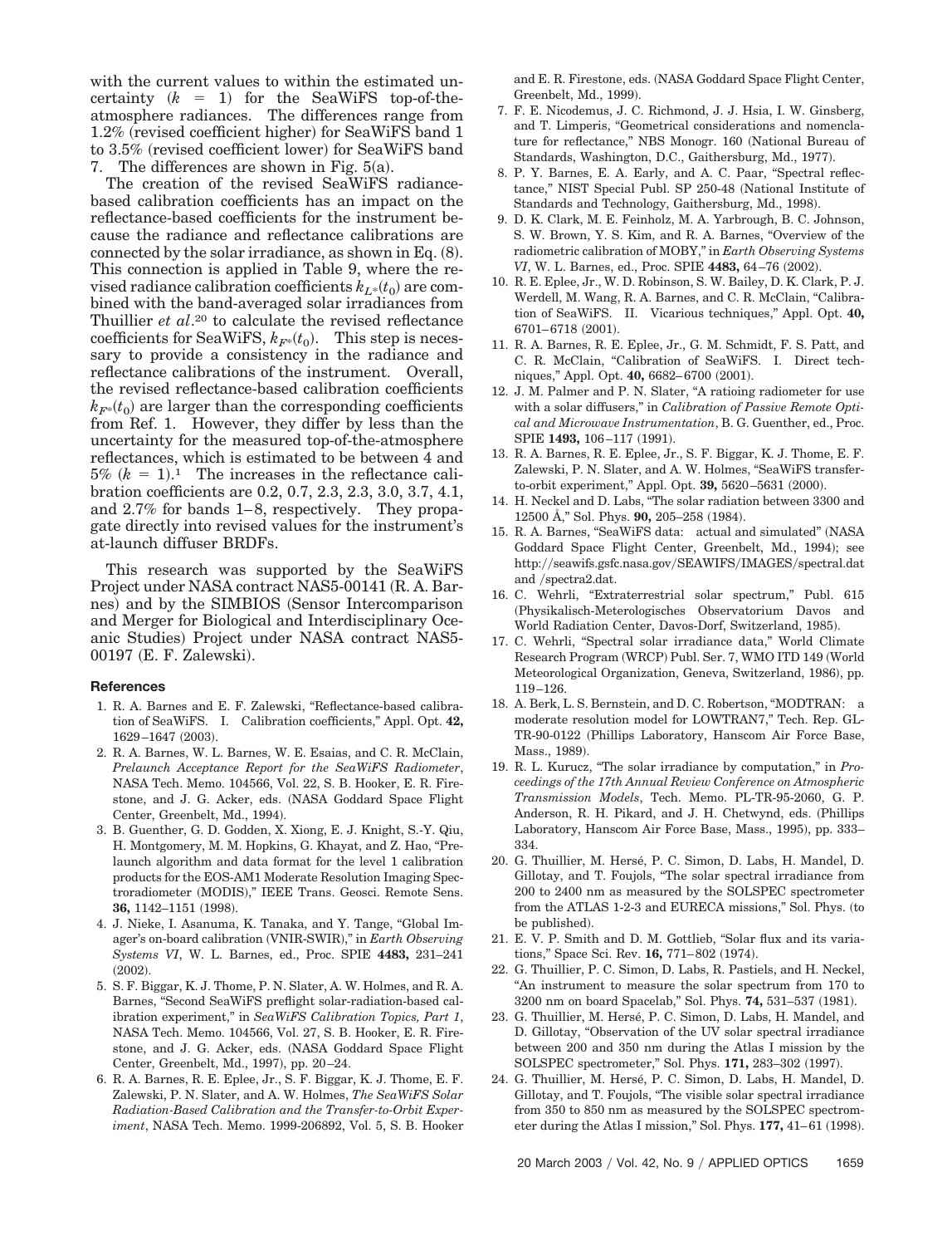with the current values to within the estimated uncertainty ($k = 1$) for the SeaWiFS top-of-the-atmosphere radiances. The differences range from 1.2% (revised coefficient higher) for SeaWiFS band 1 to 3.5% (revised coefficient lower) for SeaWiFS band 7. The differences are shown in Fig. 5(a).

The creation of the revised SeaWiFS radiance-based calibration coefficients has an impact on the reflectance-based coefficients for the instrument because the radiance and reflectance calibrations are connected by the solar irradiance, as shown in Eq. (8). This connection is applied in Table 9, where the revised radiance calibration coefficients $k_{L^*}(t_0)$ are combined with the band-averaged solar irradiances from Thuillier *et al*.[20] to calculate the revised reflectance coefficients for SeaWiFS, $k_{F^*}(t_0)$. This step is necessary to provide a consistency in the radiance and reflectance calibrations of the instrument. Overall, the revised reflectance-based calibration coefficients $k_{F^*}(t_0)$ are larger than the corresponding coefficients from Ref. 1. However, they differ by less than the uncertainty for the measured top-of-the-atmosphere reflectances, which is estimated to be between 4 and 5% ($k = 1$).[1] The increases in the reflectance calibration coefficients are 0.2, 0.7, 2.3, 2.3, 3.0, 3.7, 4.1, and 2.7% for bands 1–8, respectively. They propagate directly into revised values for the instrument's at-launch diffuser BRDFs.

This research was supported by the SeaWiFS Project under NASA contract NAS5-00141 (R. A. Barnes) and by the SIMBIOS (Sensor Intercomparison and Merger for Biological and Interdisciplinary Oceanic Studies) Project under NASA contract NAS5-00197 (E. F. Zalewski).

## References

1. R. A. Barnes and E. F. Zalewski, "Reflectance-based calibration of SeaWiFS. I. Calibration coefficients," Appl. Opt. **42,** 1629–1647 (2003).
2. R. A. Barnes, W. L. Barnes, W. E. Esaias, and C. R. McClain, *Prelaunch Acceptance Report for the SeaWiFS Radiometer*, NASA Tech. Memo. 104566, Vol. 22, S. B. Hooker, E. R. Firestone, and J. G. Acker, eds. (NASA Goddard Space Flight Center, Greenbelt, Md., 1994).
3. B. Guenther, G. D. Godden, X. Xiong, E. J. Knight, S.-Y. Qiu, H. Montgomery, M. M. Hopkins, G. Khayat, and Z. Hao, "Prelaunch algorithm and data format for the level 1 calibration products for the EOS-AM1 Moderate Resolution Imaging Spectroradiometer (MODIS)," IEEE Trans. Geosci. Remote Sens. **36,** 1142–1151 (1998).
4. J. Nieke, I. Asanuma, K. Tanaka, and Y. Tange, "Global Imager's on-board calibration (VNIR-SWIR)," in *Earth Observing Systems VI*, W. L. Barnes, ed., Proc. SPIE **4483,** 231–241 (2002).
5. S. F. Biggar, K. J. Thome, P. N. Slater, A. W. Holmes, and R. A. Barnes, "Second SeaWiFS preflight solar-radiation-based calibration experiment," in *SeaWiFS Calibration Topics, Part 1*, NASA Tech. Memo. 104566, Vol. 27, S. B. Hooker, E. R. Firestone, and J. G. Acker, eds. (NASA Goddard Space Flight Center, Greenbelt, Md., 1997), pp. 20–24.
6. R. A. Barnes, R. E. Eplee, Jr., S. F. Biggar, K. J. Thome, E. F. Zalewski, P. N. Slater, and A. W. Holmes, *The SeaWiFS Solar Radiation-Based Calibration and the Transfer-to-Orbit Experiment*, NASA Tech. Memo. 1999-206892, Vol. 5, S. B. Hooker and E. R. Firestone, eds. (NASA Goddard Space Flight Center, Greenbelt, Md., 1999).
7. F. E. Nicodemus, J. C. Richmond, J. J. Hsia, I. W. Ginsberg, and T. Limperis, "Geometrical considerations and nomenclature for reflectance," NBS Monogr. 160 (National Bureau of Standards, Washington, D.C., Gaithersburg, Md., 1977).
8. P. Y. Barnes, E. A. Early, and A. C. Paar, "Spectral reflectance," NIST Special Publ. SP 250-48 (National Institute of Standards and Technology, Gaithersburg, Md., 1998).
9. D. K. Clark, M. E. Feinholz, M. A. Yarbrough, B. C. Johnson, S. W. Brown, Y. S. Kim, and R. A. Barnes, "Overview of the radiometric calibration of MOBY," in *Earth Observing Systems VI*, W. L. Barnes, ed., Proc. SPIE **4483,** 64–76 (2002).
10. R. E. Eplee, Jr., W. D. Robinson, S. W. Bailey, D. K. Clark, P. J. Werdell, M. Wang, R. A. Barnes, and C. R. McClain, "Calibration of SeaWiFS. II. Vicarious techniques," Appl. Opt. **40,** 6701–6718 (2001).
11. R. A. Barnes, R. E. Eplee, Jr., G. M. Schmidt, F. S. Patt, and C. R. McClain, "Calibration of SeaWiFS. I. Direct techniques," Appl. Opt. **40,** 6682–6700 (2001).
12. J. M. Palmer and P. N. Slater, "A ratioing radiometer for use with a solar diffusers," in *Calibration of Passive Remote Optical and Microwave Instrumentation*, B. G. Guenther, ed., Proc. SPIE **1493,** 106–117 (1991).
13. R. A. Barnes, R. E. Eplee, Jr., S. F. Biggar, K. J. Thome, E. F. Zalewski, P. N. Slater, and A. W. Holmes, "SeaWiFS transfer-to-orbit experiment," Appl. Opt. **39,** 5620–5631 (2000).
14. H. Neckel and D. Labs, "The solar radiation between 3300 and 12500 Å," Sol. Phys. **90,** 205–258 (1984).
15. R. A. Barnes, "SeaWiFS data: actual and simulated" (NASA Goddard Space Flight Center, Greenbelt, Md., 1994); see http://seawifs.gsfc.nasa.gov/SEAWIFS/IMAGES/spectral.dat and /spectra2.dat.
16. C. Wehrli, "Extraterrestrial solar spectrum," Publ. 615 (Physikalisch-Meterologisches Observatorium Davos and World Radiation Center, Davos-Dorf, Switzerland, 1985).
17. C. Wehrli, "Spectral solar irradiance data," World Climate Research Program (WRCP) Publ. Ser. 7, WMO ITD 149 (World Meteorological Organization, Geneva, Switzerland, 1986), pp. 119–126.
18. A. Berk, L. S. Bernstein, and D. C. Robertson, "MODTRAN: a moderate resolution model for LOWTRAN7," Tech. Rep. GL-TR-90-0122 (Phillips Laboratory, Hanscom Air Force Base, Mass., 1989).
19. R. L. Kurucz, "The solar irradiance by computation," in *Proceedings of the 17th Annual Review Conference on Atmospheric Transmission Models*, Tech. Memo. PL-TR-95-2060, G. P. Anderson, R. H. Pikard, and J. H. Chetwynd, eds. (Phillips Laboratory, Hanscom Air Force Base, Mass., 1995), pp. 333–334.
20. G. Thuillier, M. Hersé, P. C. Simon, D. Labs, H. Mandel, D. Gillotay, and T. Foujols, "The solar spectral irradiance from 200 to 2400 nm as measured by the SOLSPEC spectrometer from the ATLAS 1-2-3 and EURECA missions," Sol. Phys. (to be published).
21. E. V. P. Smith and D. M. Gottlieb, "Solar flux and its variations," Space Sci. Rev. **16,** 771–802 (1974).
22. G. Thuillier, P. C. Simon, D. Labs, R. Pastiels, and H. Neckel, "An instrument to measure the solar spectrum from 170 to 3200 nm on board Spacelab," Sol. Phys. **74,** 531–537 (1981).
23. G. Thuillier, M. Hersé, P. C. Simon, D. Labs, H. Mandel, and D. Gillotay, "Observation of the UV solar spectral irradiance between 200 and 350 nm during the Atlas I mission by the SOLSPEC spectrometer," Sol. Phys. **171,** 283–302 (1997).
24. G. Thuillier, M. Hersé, P. C. Simon, D. Labs, H. Mandel, D. Gillotay, and T. Foujols, "The visible solar spectral irradiance from 350 to 850 nm as measured by the SOLSPEC spectrometer during the Atlas I mission," Sol. Phys. **177,** 41–61 (1998).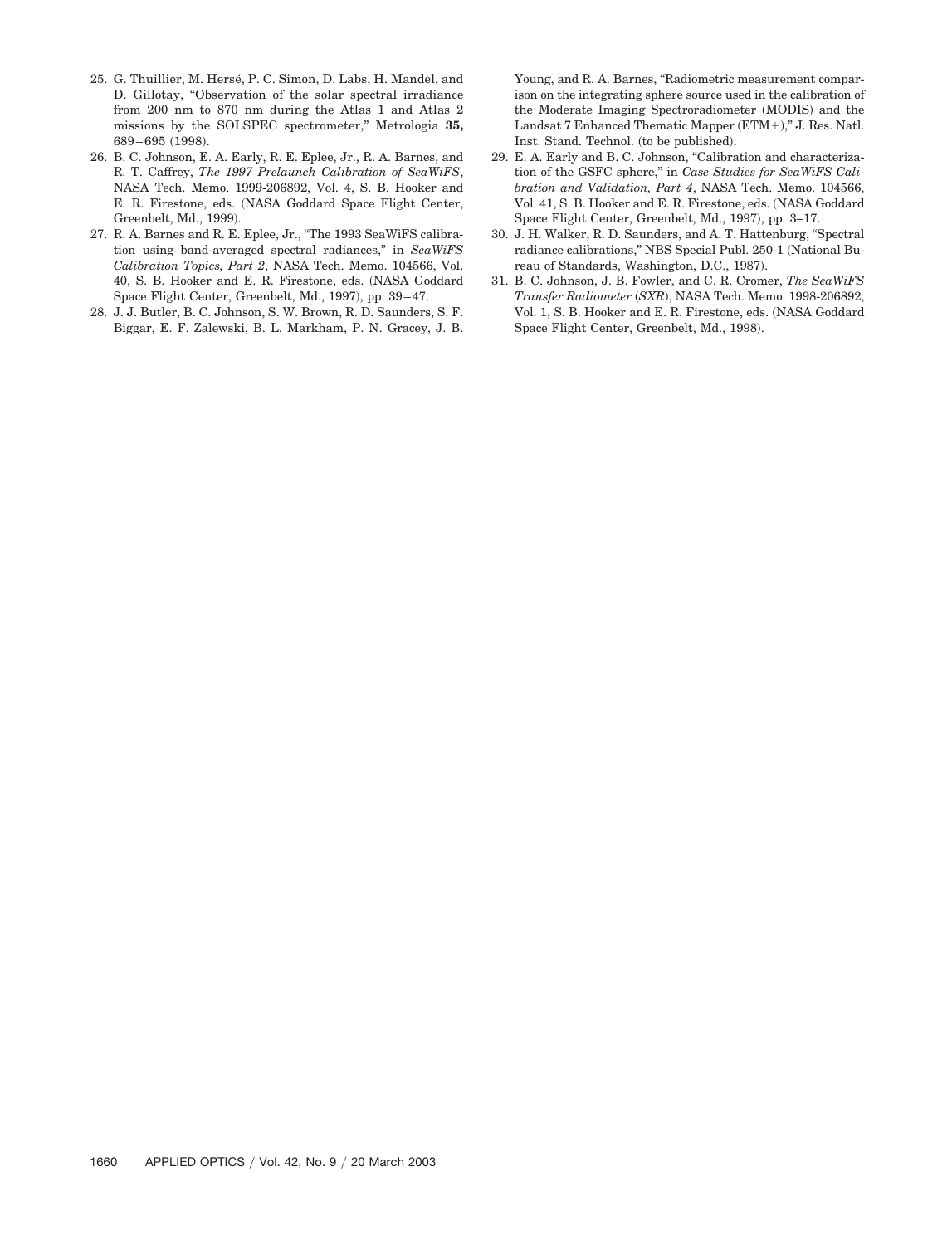25. G. Thuillier, M. Hersé, P. C. Simon, D. Labs, H. Mandel, and D. Gillotay, "Observation of the solar spectral irradiance from 200 nm to 870 nm during the Atlas 1 and Atlas 2 missions by the SOLSPEC spectrometer," Metrologia **35,** 689–695 (1998).
26. B. C. Johnson, E. A. Early, R. E. Eplee, Jr., R. A. Barnes, and R. T. Caffrey, *The 1997 Prelaunch Calibration of SeaWiFS*, NASA Tech. Memo. 1999-206892, Vol. 4, S. B. Hooker and E. R. Firestone, eds. (NASA Goddard Space Flight Center, Greenbelt, Md., 1999).
27. R. A. Barnes and R. E. Eplee, Jr., "The 1993 SeaWiFS calibration using band-averaged spectral radiances," in *SeaWiFS Calibration Topics, Part 2*, NASA Tech. Memo. 104566, Vol. 40, S. B. Hooker and E. R. Firestone, eds. (NASA Goddard Space Flight Center, Greenbelt, Md., 1997), pp. 39–47.
28. J. J. Butler, B. C. Johnson, S. W. Brown, R. D. Saunders, S. F. Biggar, E. F. Zalewski, B. L. Markham, P. N. Gracey, J. B. Young, and R. A. Barnes, "Radiometric measurement comparison on the integrating sphere source used in the calibration of the Moderate Imaging Spectroradiometer (MODIS) and the Landsat 7 Enhanced Thematic Mapper (ETM+)," J. Res. Natl. Inst. Stand. Technol. (to be published).
29. E. A. Early and B. C. Johnson, "Calibration and characterization of the GSFC sphere," in *Case Studies for SeaWiFS Calibration and Validation, Part 4*, NASA Tech. Memo. 104566, Vol. 41, S. B. Hooker and E. R. Firestone, eds. (NASA Goddard Space Flight Center, Greenbelt, Md., 1997), pp. 3–17.
30. J. H. Walker, R. D. Saunders, and A. T. Hattenburg, "Spectral radiance calibrations," NBS Special Publ. 250-1 (National Bureau of Standards, Washington, D.C., 1987).
31. B. C. Johnson, J. B. Fowler, and C. R. Cromer, *The SeaWiFS Transfer Radiometer* (*SXR*), NASA Tech. Memo. 1998-206892, Vol. 1, S. B. Hooker and E. R. Firestone, eds. (NASA Goddard Space Flight Center, Greenbelt, Md., 1998).